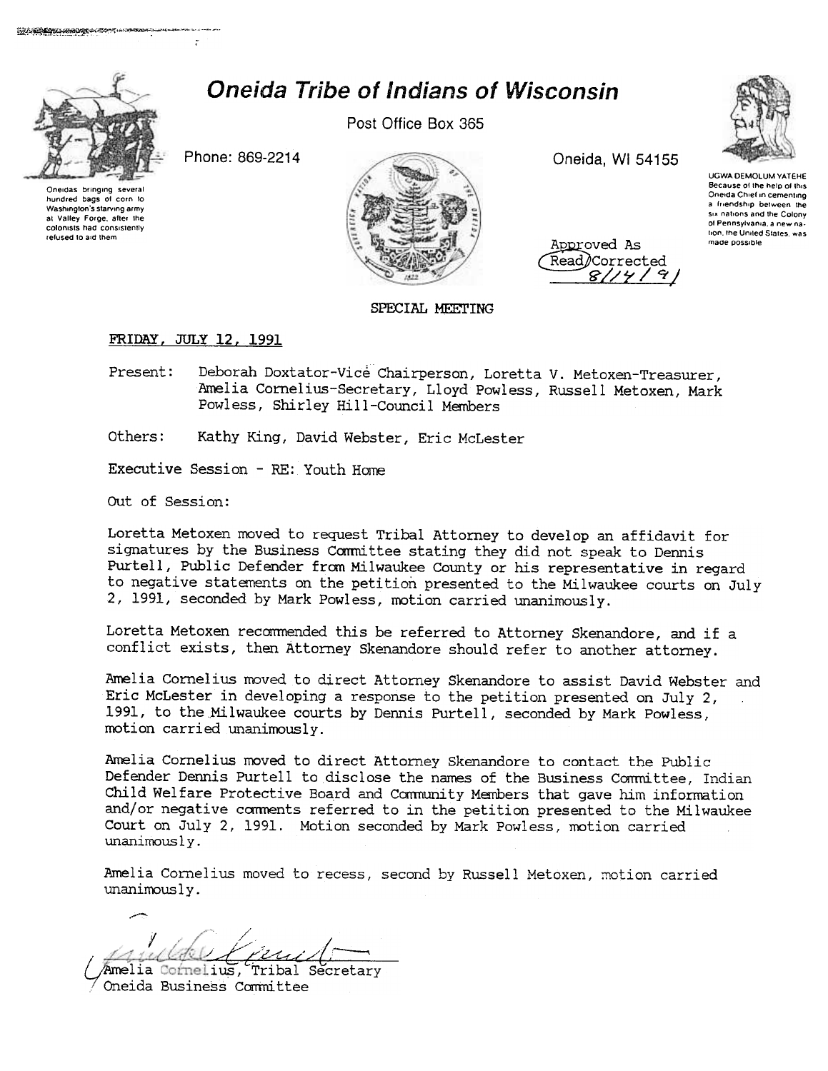# Oneida Tribe of Indians of Wisconsin

Post Office Box 365

Phone: 869-2214

Oneida, WI 54155

Oneidas bringing several hundred bags of corn to Washington's starving army at Valley Forge, after the colonists had consistently refused to aid them

UGWA DEMOLUM YATEHE
Because of the help of this Oneida Chief in cementing a friendship between the six nations and the Colony of Pennsylvania, a new nation, the United States, was made possible

Approved As
Read/Corrected
8/14/91

SPECIAL MEETING

FRIDAY, JULY 12, 1991

Present: Deborah Doxtator-Vice Chairperson, Loretta V. Metoxen-Treasurer, Amelia Cornelius-Secretary, Lloyd Powless, Russell Metoxen, Mark Powless, Shirley Hill-Council Members

Others: Kathy King, David Webster, Eric McLester

Executive Session - RE: Youth Home

Out of Session:

Loretta Metoxen moved to request Tribal Attorney to develop an affidavit for signatures by the Business Committee stating they did not speak to Dennis Purtell, Public Defender from Milwaukee County or his representative in regard to negative statements on the petition presented to the Milwaukee courts on July 2, 1991, seconded by Mark Powless, motion carried unanimously.

Loretta Metoxen recommended this be referred to Attorney Skenandore, and if a conflict exists, then Attorney Skenandore should refer to another attorney.

Amelia Cornelius moved to direct Attorney Skenandore to assist David Webster and Eric McLester in developing a response to the petition presented on July 2, 1991, to the Milwaukee courts by Dennis Purtell, seconded by Mark Powless, motion carried unanimously.

Amelia Cornelius moved to direct Attorney Skenandore to contact the Public Defender Dennis Purtell to disclose the names of the Business Committee, Indian Child Welfare Protective Board and Community Members that gave him information and/or negative comments referred to in the petition presented to the Milwaukee Court on July 2, 1991. Motion seconded by Mark Powless, motion carried unanimously.

Amelia Cornelius moved to recess, second by Russell Metoxen, motion carried unanimously.

Amelia Cornelius, Tribal Secretary
Oneida Business Committee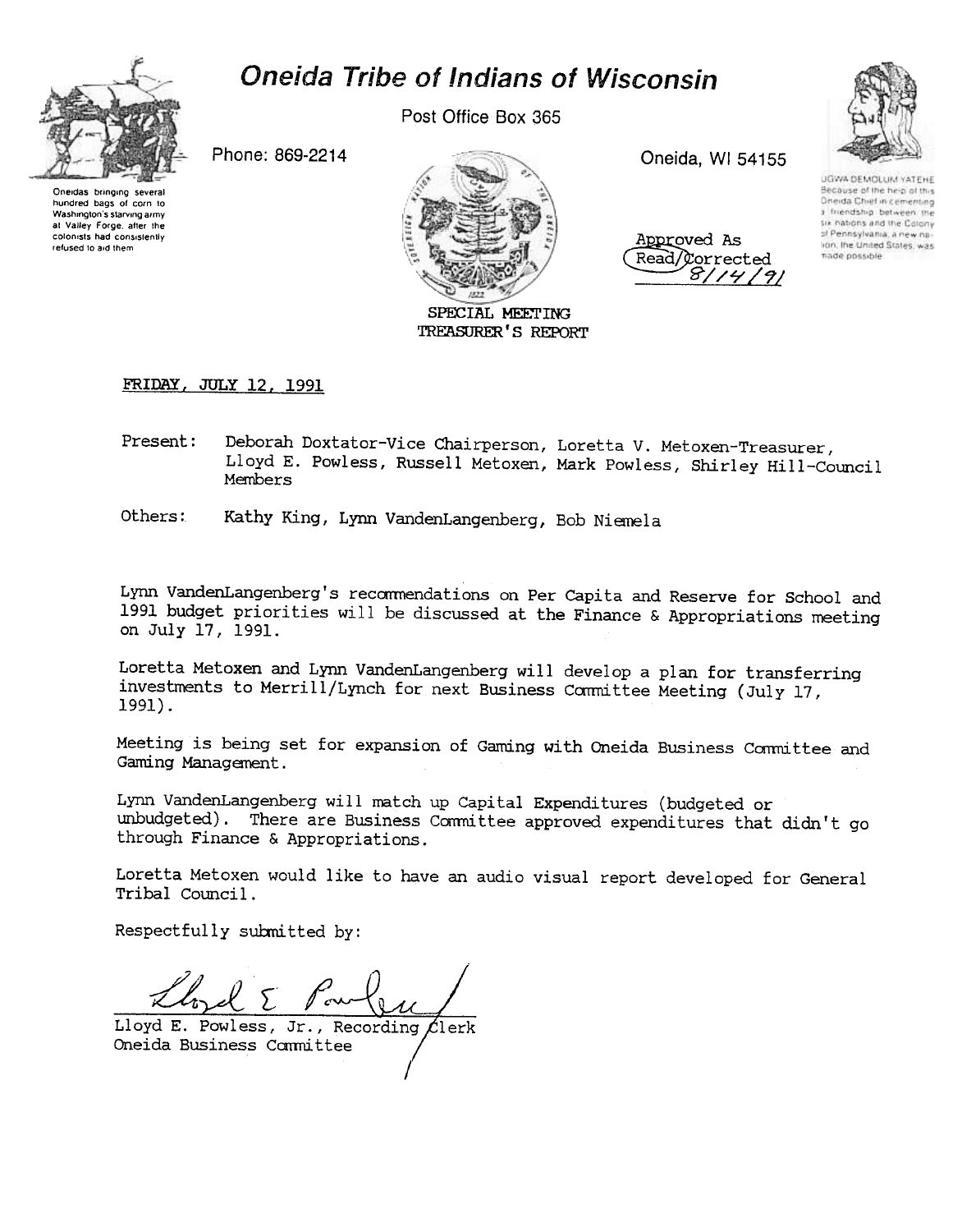# Oneida Tribe of Indians of Wisconsin

Post Office Box 365

Phone: 869-2214

Oneida, WI 54155

Oneidas bringing several hundred bags of corn to Washington's starving army at Valley Forge, after the colonists had consistently refused to aid them

UGWA DEMOLUM YATEHE Because of the help of this Oneida Chief in cementing a friendship between the six nations and the Colony of Pennsylvania, a new nation, the United States, was made possible

Approved As Read/Corrected 8/14/91

SPECIAL MEETING
TREASURER'S REPORT

FRIDAY, JULY 12, 1991

Present: Deborah Doxtator-Vice Chairperson, Loretta V. Metoxen-Treasurer, Lloyd E. Powless, Russell Metoxen, Mark Powless, Shirley Hill-Council Members

Others: Kathy King, Lynn VandenLangenberg, Bob Niemela

Lynn VandenLangenberg's recommendations on Per Capita and Reserve for School and 1991 budget priorities will be discussed at the Finance & Appropriations meeting on July 17, 1991.

Loretta Metoxen and Lynn VandenLangenberg will develop a plan for transferring investments to Merrill/Lynch for next Business Committee Meeting (July 17, 1991).

Meeting is being set for expansion of Gaming with Oneida Business Committee and Gaming Management.

Lynn VandenLangenberg will match up Capital Expenditures (budgeted or unbudgeted). There are Business Committee approved expenditures that didn't go through Finance & Appropriations.

Loretta Metoxen would like to have an audio visual report developed for General Tribal Council.

Respectfully submitted by:

Lloyd E. Powless, Jr., Recording Clerk
Oneida Business Committee